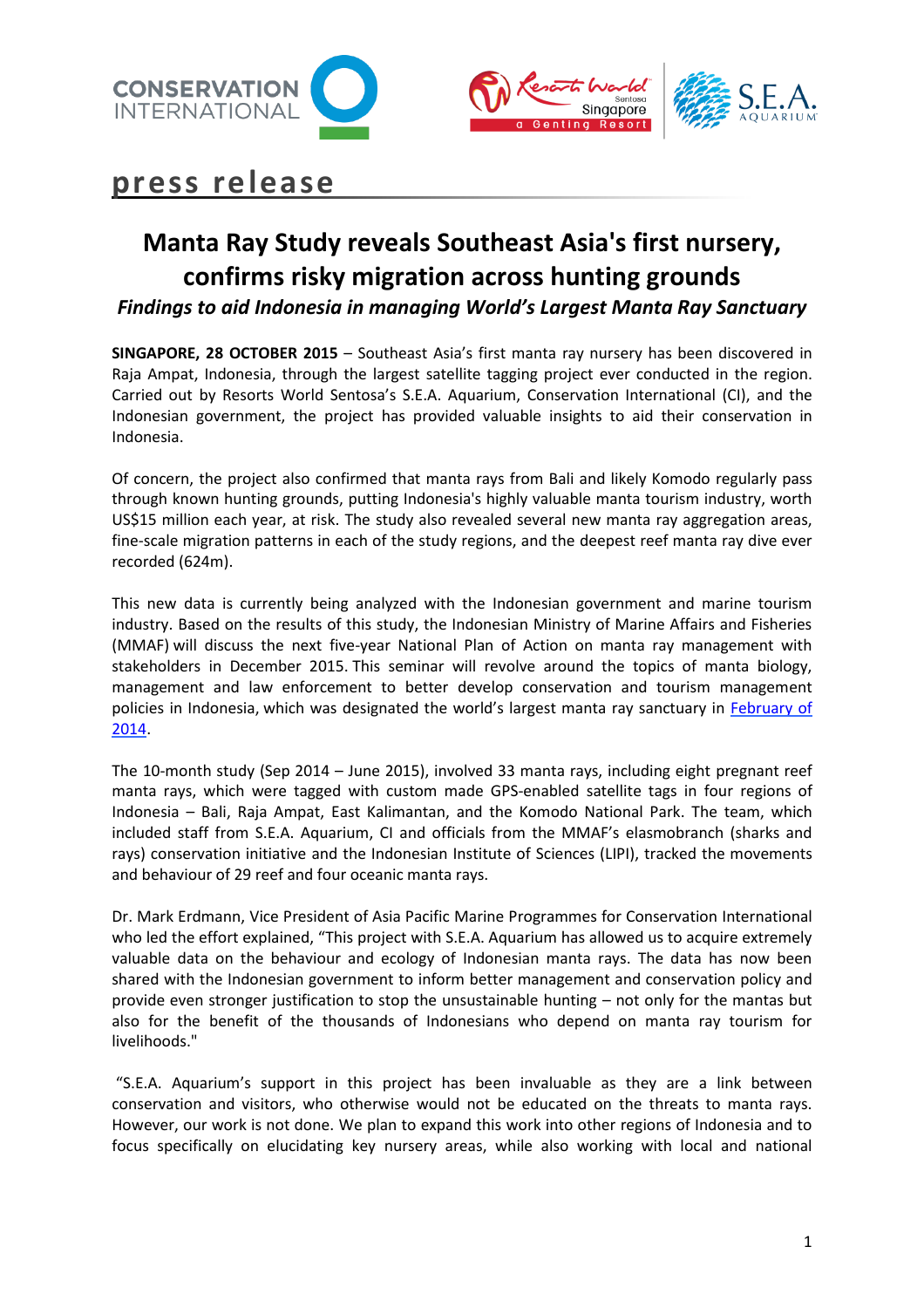**press release**

# Manta Ray Study reveals Southeast Asia's first nursery, confirms risky migration across hunting grounds

### *Findings to aid Indonesia in managing World's Largest Manta Ray Sanctuary*

**SINGAPORE, 28 OCTOBER 2015** – Southeast Asia's first manta ray nursery has been discovered in Raja Ampat, Indonesia, through the largest satellite tagging project ever conducted in the region. Carried out by Resorts World Sentosa's S.E.A. Aquarium, Conservation International (CI), and the Indonesian government, the project has provided valuable insights to aid their conservation in Indonesia.

Of concern, the project also confirmed that manta rays from Bali and likely Komodo regularly pass through known hunting grounds, putting Indonesia's highly valuable manta tourism industry, worth US$15 million each year, at risk. The study also revealed several new manta ray aggregation areas, fine-scale migration patterns in each of the study regions, and the deepest reef manta ray dive ever recorded (624m).

This new data is currently being analyzed with the Indonesian government and marine tourism industry. Based on the results of this study, the Indonesian Ministry of Marine Affairs and Fisheries (MMAF) will discuss the next five-year National Plan of Action on manta ray management with stakeholders in December 2015. This seminar will revolve around the topics of manta biology, management and law enforcement to better develop conservation and tourism management policies in Indonesia, which was designated the world's largest manta ray sanctuary in February of 2014.

The 10-month study (Sep 2014 – June 2015), involved 33 manta rays, including eight pregnant reef manta rays, which were tagged with custom made GPS-enabled satellite tags in four regions of Indonesia – Bali, Raja Ampat, East Kalimantan, and the Komodo National Park. The team, which included staff from S.E.A. Aquarium, CI and officials from the MMAF's elasmobranch (sharks and rays) conservation initiative and the Indonesian Institute of Sciences (LIPI), tracked the movements and behaviour of 29 reef and four oceanic manta rays.

Dr. Mark Erdmann, Vice President of Asia Pacific Marine Programmes for Conservation International who led the effort explained, "This project with S.E.A. Aquarium has allowed us to acquire extremely valuable data on the behaviour and ecology of Indonesian manta rays. The data has now been shared with the Indonesian government to inform better management and conservation policy and provide even stronger justification to stop the unsustainable hunting – not only for the mantas but also for the benefit of the thousands of Indonesians who depend on manta ray tourism for livelihoods."

"S.E.A. Aquarium's support in this project has been invaluable as they are a link between conservation and visitors, who otherwise would not be educated on the threats to manta rays. However, our work is not done. We plan to expand this work into other regions of Indonesia and to focus specifically on elucidating key nursery areas, while also working with local and national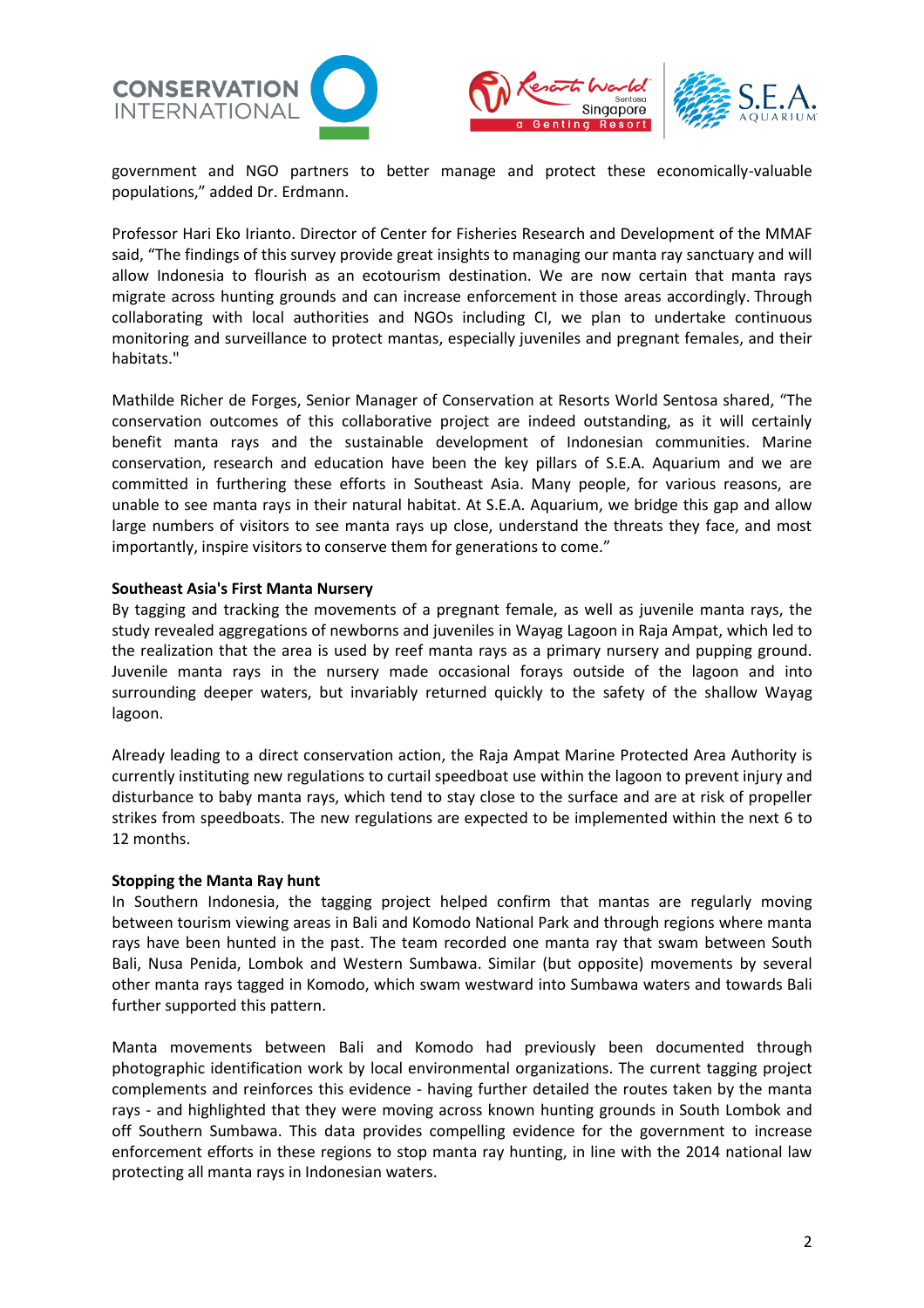government and NGO partners to better manage and protect these economically-valuable populations," added Dr. Erdmann.

Professor Hari Eko Irianto. Director of Center for Fisheries Research and Development of the MMAF said, "The findings of this survey provide great insights to managing our manta ray sanctuary and will allow Indonesia to flourish as an ecotourism destination. We are now certain that manta rays migrate across hunting grounds and can increase enforcement in those areas accordingly. Through collaborating with local authorities and NGOs including CI, we plan to undertake continuous monitoring and surveillance to protect mantas, especially juveniles and pregnant females, and their habitats."

Mathilde Richer de Forges, Senior Manager of Conservation at Resorts World Sentosa shared, "The conservation outcomes of this collaborative project are indeed outstanding, as it will certainly benefit manta rays and the sustainable development of Indonesian communities. Marine conservation, research and education have been the key pillars of S.E.A. Aquarium and we are committed in furthering these efforts in Southeast Asia. Many people, for various reasons, are unable to see manta rays in their natural habitat. At S.E.A. Aquarium, we bridge this gap and allow large numbers of visitors to see manta rays up close, understand the threats they face, and most importantly, inspire visitors to conserve them for generations to come."

**Southeast Asia's First Manta Nursery**

By tagging and tracking the movements of a pregnant female, as well as juvenile manta rays, the study revealed aggregations of newborns and juveniles in Wayag Lagoon in Raja Ampat, which led to the realization that the area is used by reef manta rays as a primary nursery and pupping ground. Juvenile manta rays in the nursery made occasional forays outside of the lagoon and into surrounding deeper waters, but invariably returned quickly to the safety of the shallow Wayag lagoon.

Already leading to a direct conservation action, the Raja Ampat Marine Protected Area Authority is currently instituting new regulations to curtail speedboat use within the lagoon to prevent injury and disturbance to baby manta rays, which tend to stay close to the surface and are at risk of propeller strikes from speedboats. The new regulations are expected to be implemented within the next 6 to 12 months.

**Stopping the Manta Ray hunt**

In Southern Indonesia, the tagging project helped confirm that mantas are regularly moving between tourism viewing areas in Bali and Komodo National Park and through regions where manta rays have been hunted in the past. The team recorded one manta ray that swam between South Bali, Nusa Penida, Lombok and Western Sumbawa. Similar (but opposite) movements by several other manta rays tagged in Komodo, which swam westward into Sumbawa waters and towards Bali further supported this pattern.

Manta movements between Bali and Komodo had previously been documented through photographic identification work by local environmental organizations. The current tagging project complements and reinforces this evidence - having further detailed the routes taken by the manta rays - and highlighted that they were moving across known hunting grounds in South Lombok and off Southern Sumbawa. This data provides compelling evidence for the government to increase enforcement efforts in these regions to stop manta ray hunting, in line with the 2014 national law protecting all manta rays in Indonesian waters.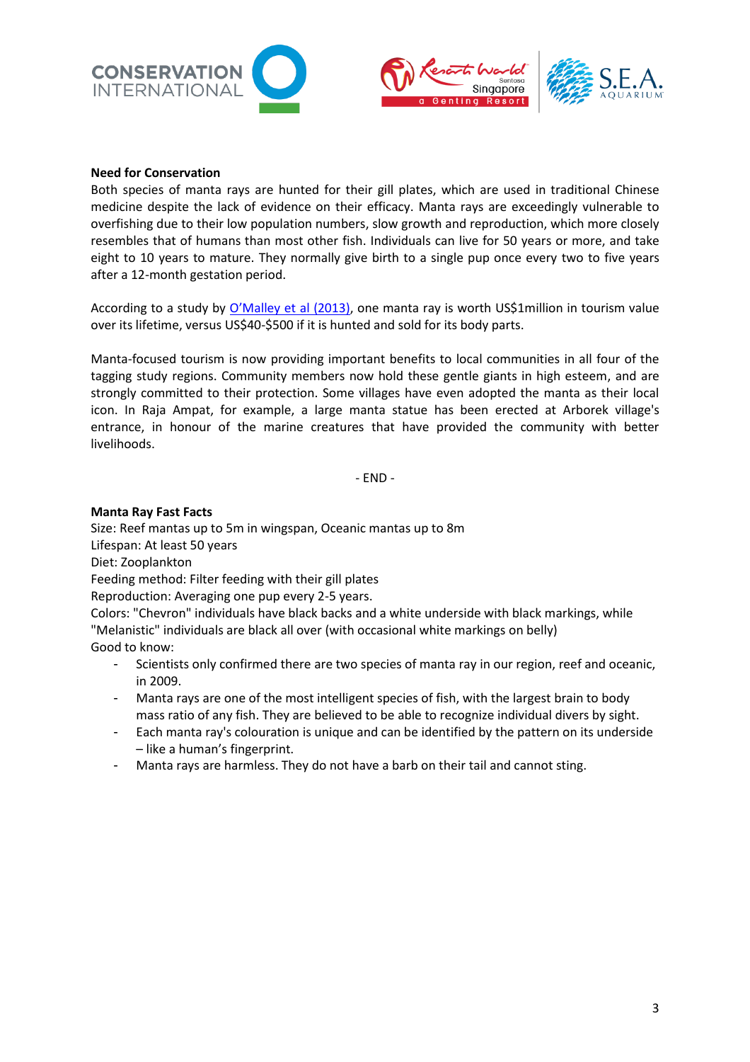**Need for Conservation**

Both species of manta rays are hunted for their gill plates, which are used in traditional Chinese medicine despite the lack of evidence on their efficacy. Manta rays are exceedingly vulnerable to overfishing due to their low population numbers, slow growth and reproduction, which more closely resembles that of humans than most other fish. Individuals can live for 50 years or more, and take eight to 10 years to mature. They normally give birth to a single pup once every two to five years after a 12-month gestation period.

According to a study by O'Malley et al (2013), one manta ray is worth US$1million in tourism value over its lifetime, versus US$40-$500 if it is hunted and sold for its body parts.

Manta-focused tourism is now providing important benefits to local communities in all four of the tagging study regions. Community members now hold these gentle giants in high esteem, and are strongly committed to their protection. Some villages have even adopted the manta as their local icon. In Raja Ampat, for example, a large manta statue has been erected at Arborek village's entrance, in honour of the marine creatures that have provided the community with better livelihoods.

- END -

**Manta Ray Fast Facts**

Size: Reef mantas up to 5m in wingspan, Oceanic mantas up to 8m
Lifespan: At least 50 years
Diet: Zooplankton
Feeding method: Filter feeding with their gill plates
Reproduction: Averaging one pup every 2-5 years.
Colors: "Chevron" individuals have black backs and a white underside with black markings, while "Melanistic" individuals are black all over (with occasional white markings on belly)
Good to know:

- Scientists only confirmed there are two species of manta ray in our region, reef and oceanic, in 2009.
- Manta rays are one of the most intelligent species of fish, with the largest brain to body mass ratio of any fish. They are believed to be able to recognize individual divers by sight.
- Each manta ray's colouration is unique and can be identified by the pattern on its underside – like a human's fingerprint.
- Manta rays are harmless. They do not have a barb on their tail and cannot sting.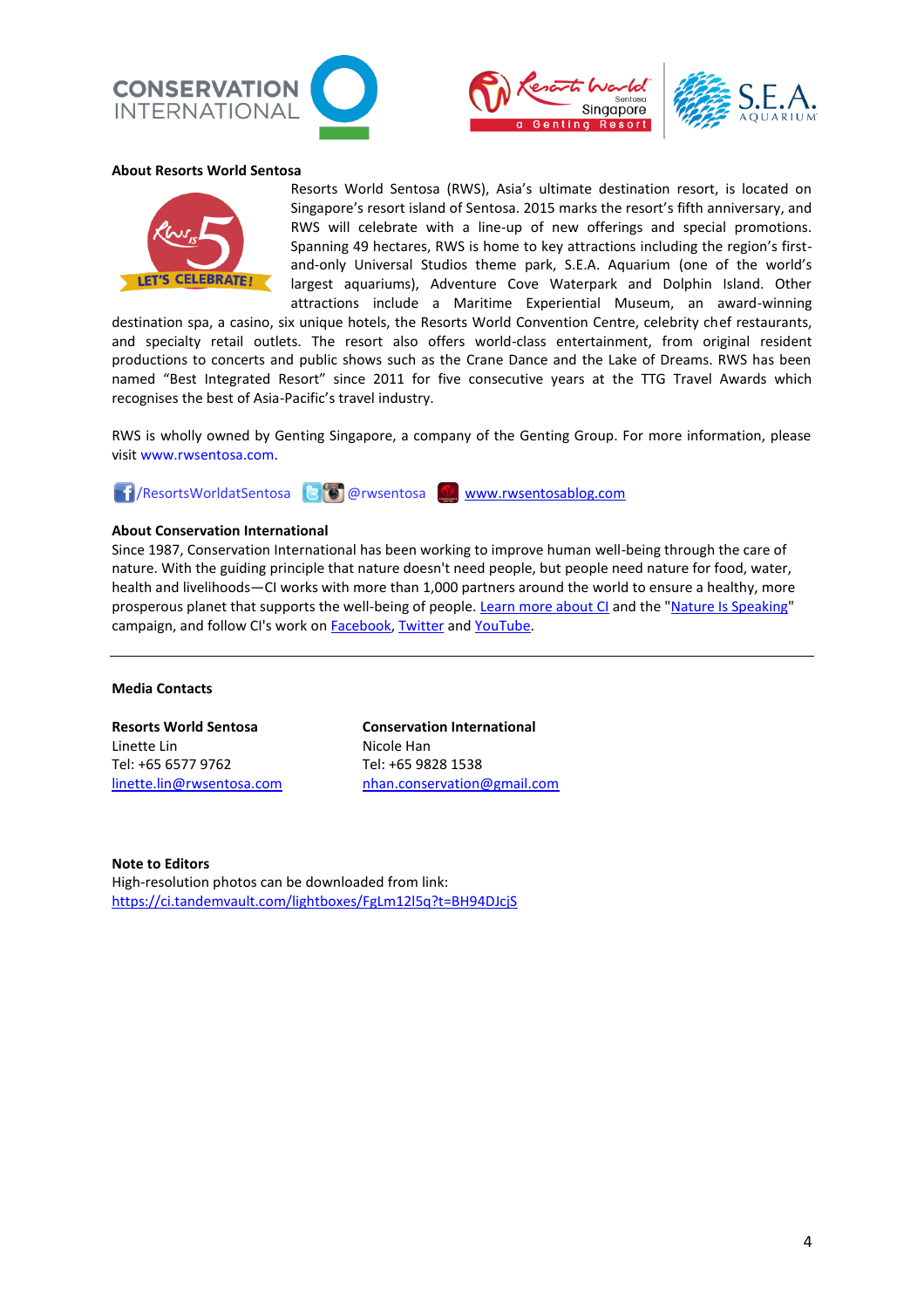**About Resorts World Sentosa**

Resorts World Sentosa (RWS), Asia's ultimate destination resort, is located on Singapore's resort island of Sentosa. 2015 marks the resort's fifth anniversary, and RWS will celebrate with a line-up of new offerings and special promotions. Spanning 49 hectares, RWS is home to key attractions including the region's first-and-only Universal Studios theme park, S.E.A. Aquarium (one of the world's largest aquariums), Adventure Cove Waterpark and Dolphin Island. Other attractions include a Maritime Experiential Museum, an award-winning destination spa, a casino, six unique hotels, the Resorts World Convention Centre, celebrity chef restaurants, and specialty retail outlets. The resort also offers world-class entertainment, from original resident productions to concerts and public shows such as the Crane Dance and the Lake of Dreams. RWS has been named "Best Integrated Resort" since 2011 for five consecutive years at the TTG Travel Awards which recognises the best of Asia-Pacific's travel industry.

RWS is wholly owned by Genting Singapore, a company of the Genting Group. For more information, please visit www.rwsentosa.com.

/ResortsWorldatSentosa @rwsentosa www.rwsentosablog.com

**About Conservation International**

Since 1987, Conservation International has been working to improve human well-being through the care of nature. With the guiding principle that nature doesn't need people, but people need nature for food, water, health and livelihoods—CI works with more than 1,000 partners around the world to ensure a healthy, more prosperous planet that supports the well-being of people. Learn more about CI and the "Nature Is Speaking" campaign, and follow CI's work on Facebook, Twitter and YouTube.

---

**Media Contacts**

**Resorts World Sentosa**
Linette Lin
Tel: +65 6577 9762
linette.lin@rwsentosa.com

**Conservation International**
Nicole Han
Tel: +65 9828 1538
nhan.conservation@gmail.com

**Note to Editors**
High-resolution photos can be downloaded from link:
https://ci.tandemvault.com/lightboxes/FgLm12l5q?t=BH94DJcjS